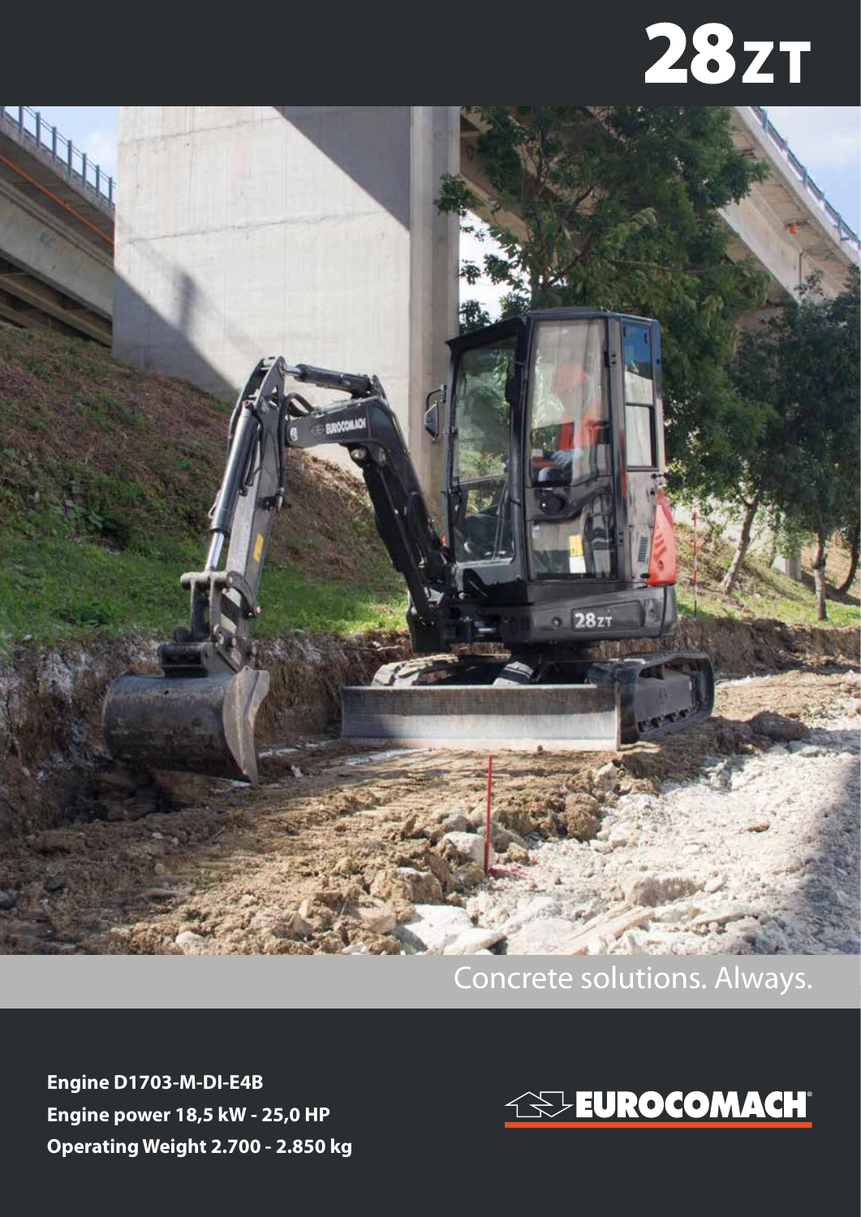# 28ZT

Concrete solutions. Always.

**Engine D1703-M-DI-E4B**
**Engine power 18,5 kW - 25,0 HP**
**Operating Weight 2.700 - 2.850 kg**

EUROCOMACH®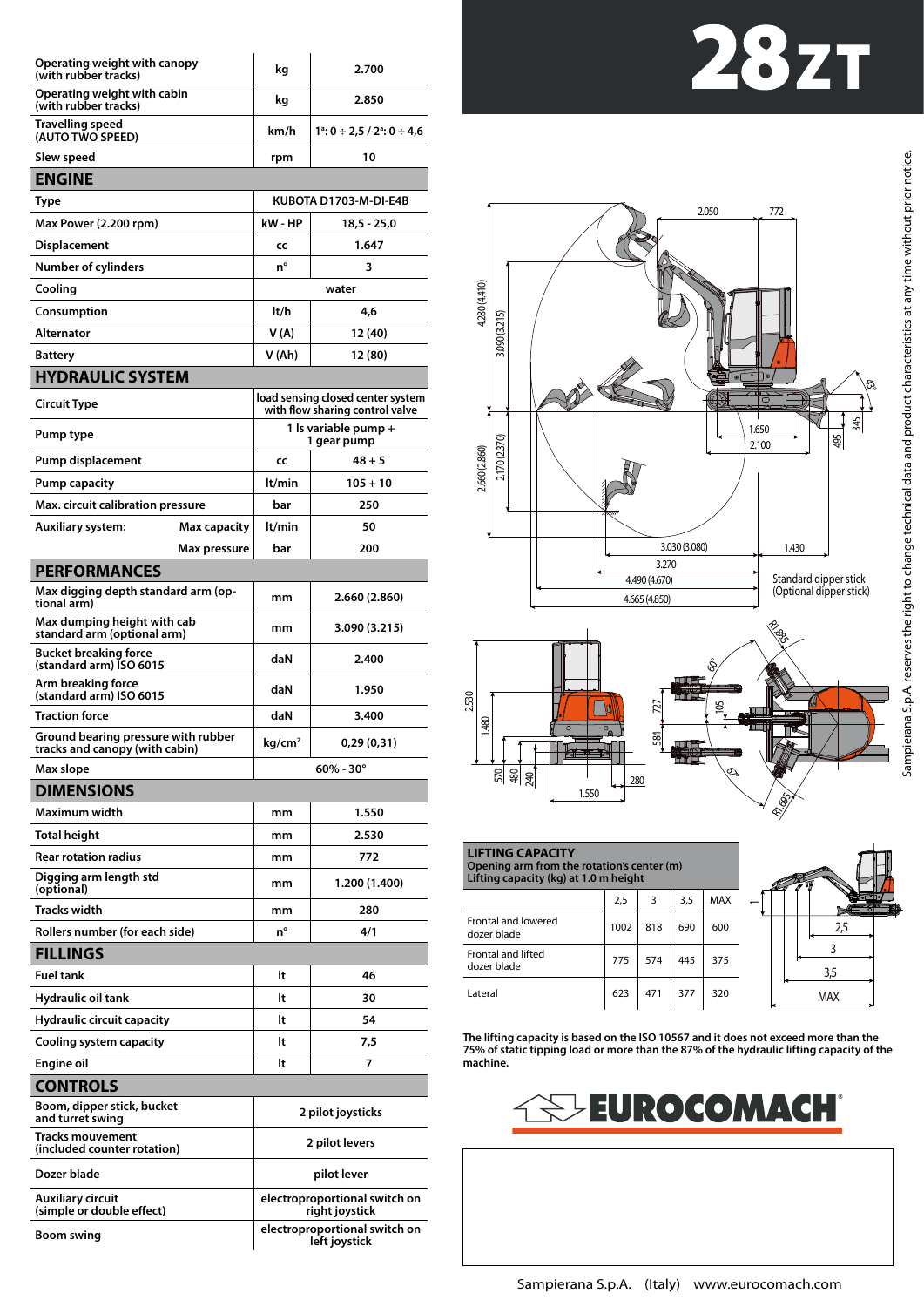# 28ZT

| | | |
|---|---|---|
| Operating weight with canopy (with rubber tracks) | kg | 2.700 |
| Operating weight with cabin (with rubber tracks) | kg | 2.850 |
| Travelling speed (AUTO TWO SPEED) | km/h | 1ª: 0 ÷ 2,5 / 2ª: 0 ÷ 4,6 |
| Slew speed | rpm | 10 |

## ENGINE

| | | |
|---|---|---|
| Type | | KUBOTA D1703-M-DI-E4B |
| Max Power (2.200 rpm) | kW - HP | 18,5 - 25,0 |
| Displacement | cc | 1.647 |
| Number of cylinders | n° | 3 |
| Cooling | | water |
| Consumption | lt/h | 4,6 |
| Alternator | V (A) | 12 (40) |
| Battery | V (Ah) | 12 (80) |

## HYDRAULIC SYSTEM

| | | |
|---|---|---|
| Circuit Type | | load sensing closed center system with flow sharing control valve |
| Pump type | | 1 ls variable pump + 1 gear pump |
| Pump displacement | cc | 48 + 5 |
| Pump capacity | lt/min | 105 + 10 |
| Max. circuit calibration pressure | bar | 250 |
| Auxiliary system: Max capacity | lt/min | 50 |
| Max pressure | bar | 200 |

## PERFORMANCES

| | | |
|---|---|---|
| Max digging depth standard arm (optional arm) | mm | 2.660 (2.860) |
| Max dumping height with cab standard arm (optional arm) | mm | 3.090 (3.215) |
| Bucket breaking force (standard arm) ISO 6015 | daN | 2.400 |
| Arm breaking force (standard arm) ISO 6015 | daN | 1.950 |
| Traction force | daN | 3.400 |
| Ground bearing pressure with rubber tracks and canopy (with cabin) | kg/cm² | 0,29 (0,31) |
| Max slope | | 60% - 30° |

## DIMENSIONS

| | | |
|---|---|---|
| Maximum width | mm | 1.550 |
| Total height | mm | 2.530 |
| Rear rotation radius | mm | 772 |
| Digging arm length std (optional) | mm | 1.200 (1.400) |
| Tracks width | mm | 280 |
| Rollers number (for each side) | n° | 4/1 |

## FILLINGS

| | | |
|---|---|---|
| Fuel tank | lt | 46 |
| Hydraulic oil tank | lt | 30 |
| Hydraulic circuit capacity | lt | 54 |
| Cooling system capacity | lt | 7,5 |
| Engine oil | lt | 7 |

## CONTROLS

| | |
|---|---|
| Boom, dipper stick, bucket and turret swing | 2 pilot joysticks |
| Tracks mouvement (included counter rotation) | 2 pilot levers |
| Dozer blade | pilot lever |
| Auxiliary circuit (simple or double effect) | electroproportional switch on right joystick |
| Boom swing | electroproportional switch on left joystick |

Standard dipper stick
(Optional dipper stick)

## LIFTING CAPACITY

Opening arm from the rotation's center (m)
Lifting capacity (kg) at 1.0 m height

| | 2,5 | 3 | 3,5 | MAX |
|---|---|---|---|---|
| Frontal and lowered dozer blade | 1002 | 818 | 690 | 600 |
| Frontal and lifted dozer blade | 775 | 574 | 445 | 375 |
| Lateral | 623 | 471 | 377 | 320 |

**The lifting capacity is based on the ISO 10567 and it does not exceed more than the 75% of static tipping load or more than the 87% of the hydraulic lifting capacity of the machine.**

EUROCOMACH®

Sampierana S.p.A. reserves the right to change technical data and product characteristics at any time without prior notice.

Sampierana S.p.A. (Italy) www.eurocomach.com